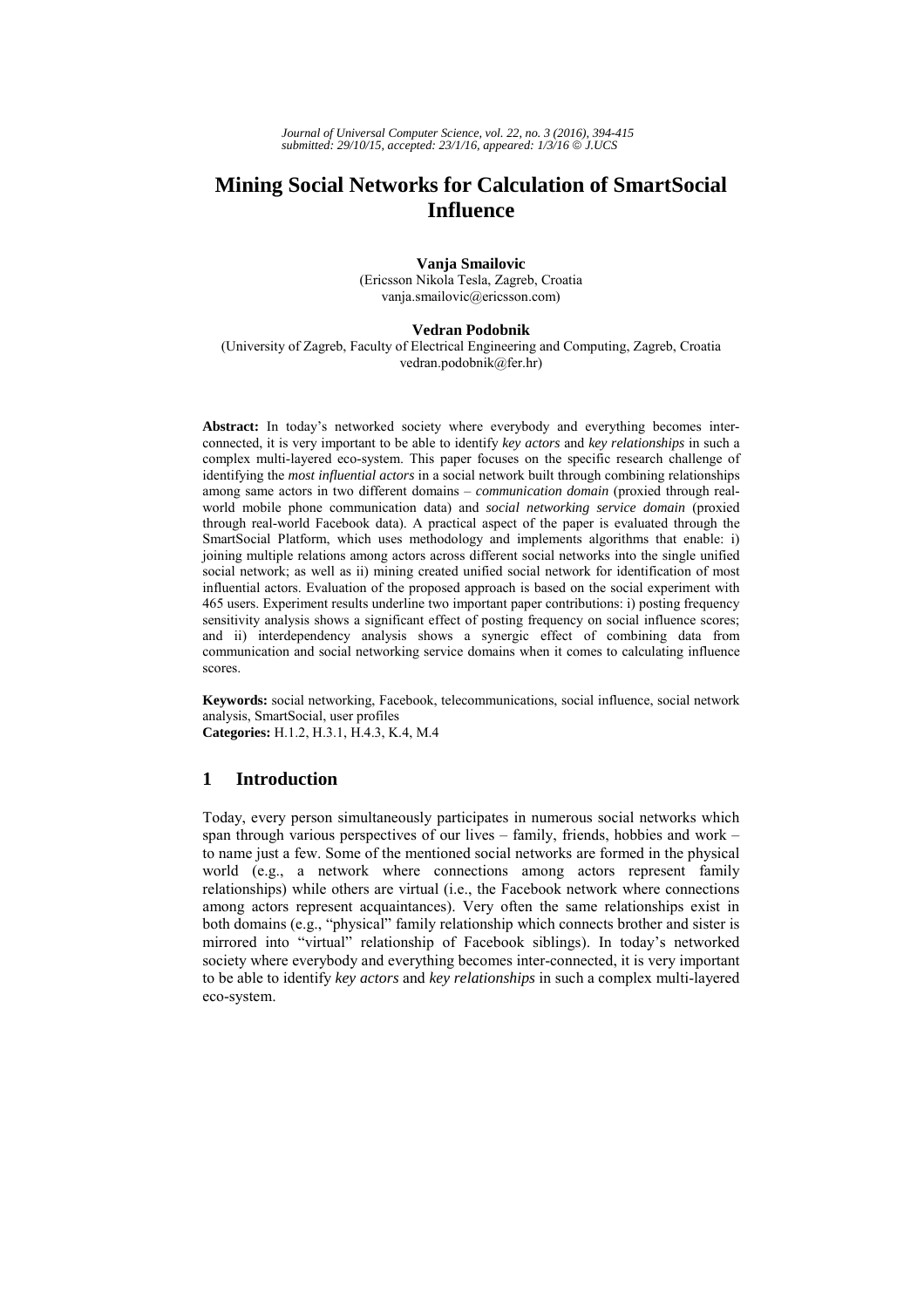# Mining Social Networks for Calculation of SmartSocial Influence

**Vanja Smailovic**
(Ericsson Nikola Tesla, Zagreb, Croatia
vanja.smailovic@ericsson.com)

**Vedran Podobnik**
(University of Zagreb, Faculty of Electrical Engineering and Computing, Zagreb, Croatia
vedran.podobnik@fer.hr)

**Abstract:** In today's networked society where everybody and everything becomes inter-connected, it is very important to be able to identify *key actors* and *key relationships* in such a complex multi-layered eco-system. This paper focuses on the specific research challenge of identifying the *most influential actors* in a social network built through combining relationships among same actors in two different domains – *communication domain* (proxied through real-world mobile phone communication data) and *social networking service domain* (proxied through real-world Facebook data). A practical aspect of the paper is evaluated through the SmartSocial Platform, which uses methodology and implements algorithms that enable: i) joining multiple relations among actors across different social networks into the single unified social network; as well as ii) mining created unified social network for identification of most influential actors. Evaluation of the proposed approach is based on the social experiment with 465 users. Experiment results underline two important paper contributions: i) posting frequency sensitivity analysis shows a significant effect of posting frequency on social influence scores; and ii) interdependency analysis shows a synergic effect of combining data from communication and social networking service domains when it comes to calculating influence scores.

**Keywords:** social networking, Facebook, telecommunications, social influence, social network analysis, SmartSocial, user profiles
**Categories:** H.1.2, H.3.1, H.4.3, K.4, M.4

## 1 Introduction

Today, every person simultaneously participates in numerous social networks which span through various perspectives of our lives – family, friends, hobbies and work – to name just a few. Some of the mentioned social networks are formed in the physical world (e.g., a network where connections among actors represent family relationships) while others are virtual (i.e., the Facebook network where connections among actors represent acquaintances). Very often the same relationships exist in both domains (e.g., "physical" family relationship which connects brother and sister is mirrored into "virtual" relationship of Facebook siblings). In today's networked society where everybody and everything becomes inter-connected, it is very important to be able to identify *key actors* and *key relationships* in such a complex multi-layered eco-system.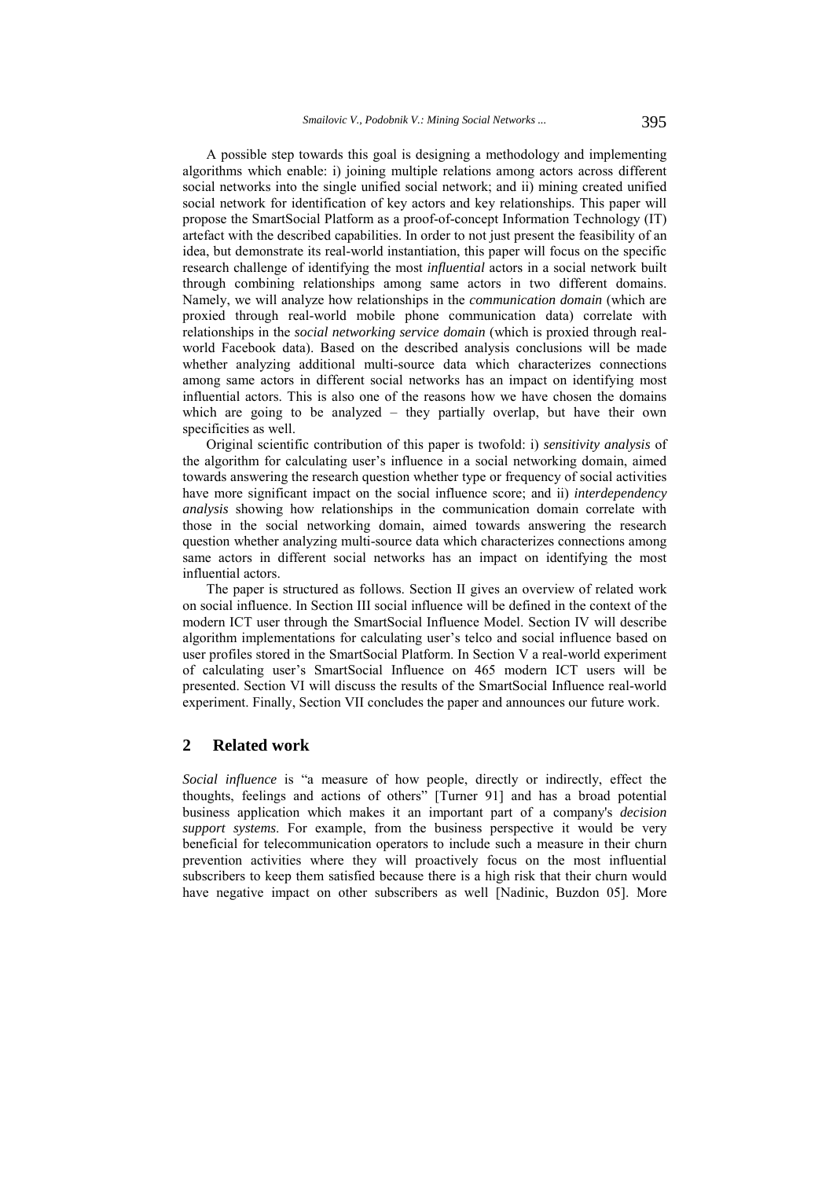A possible step towards this goal is designing a methodology and implementing algorithms which enable: i) joining multiple relations among actors across different social networks into the single unified social network; and ii) mining created unified social network for identification of key actors and key relationships. This paper will propose the SmartSocial Platform as a proof-of-concept Information Technology (IT) artefact with the described capabilities. In order to not just present the feasibility of an idea, but demonstrate its real-world instantiation, this paper will focus on the specific research challenge of identifying the most *influential* actors in a social network built through combining relationships among same actors in two different domains. Namely, we will analyze how relationships in the *communication domain* (which are proxied through real-world mobile phone communication data) correlate with relationships in the *social networking service domain* (which is proxied through real-world Facebook data). Based on the described analysis conclusions will be made whether analyzing additional multi-source data which characterizes connections among same actors in different social networks has an impact on identifying most influential actors. This is also one of the reasons how we have chosen the domains which are going to be analyzed – they partially overlap, but have their own specificities as well.

Original scientific contribution of this paper is twofold: i) *sensitivity analysis* of the algorithm for calculating user's influence in a social networking domain, aimed towards answering the research question whether type or frequency of social activities have more significant impact on the social influence score; and ii) *interdependency analysis* showing how relationships in the communication domain correlate with those in the social networking domain, aimed towards answering the research question whether analyzing multi-source data which characterizes connections among same actors in different social networks has an impact on identifying the most influential actors.

The paper is structured as follows. Section II gives an overview of related work on social influence. In Section III social influence will be defined in the context of the modern ICT user through the SmartSocial Influence Model. Section IV will describe algorithm implementations for calculating user's telco and social influence based on user profiles stored in the SmartSocial Platform. In Section V a real-world experiment of calculating user's SmartSocial Influence on 465 modern ICT users will be presented. Section VI will discuss the results of the SmartSocial Influence real-world experiment. Finally, Section VII concludes the paper and announces our future work.

## 2 Related work

*Social influence* is "a measure of how people, directly or indirectly, effect the thoughts, feelings and actions of others" [Turner 91] and has a broad potential business application which makes it an important part of a company's *decision support systems*. For example, from the business perspective it would be very beneficial for telecommunication operators to include such a measure in their churn prevention activities where they will proactively focus on the most influential subscribers to keep them satisfied because there is a high risk that their churn would have negative impact on other subscribers as well [Nadinic, Buzdon 05]. More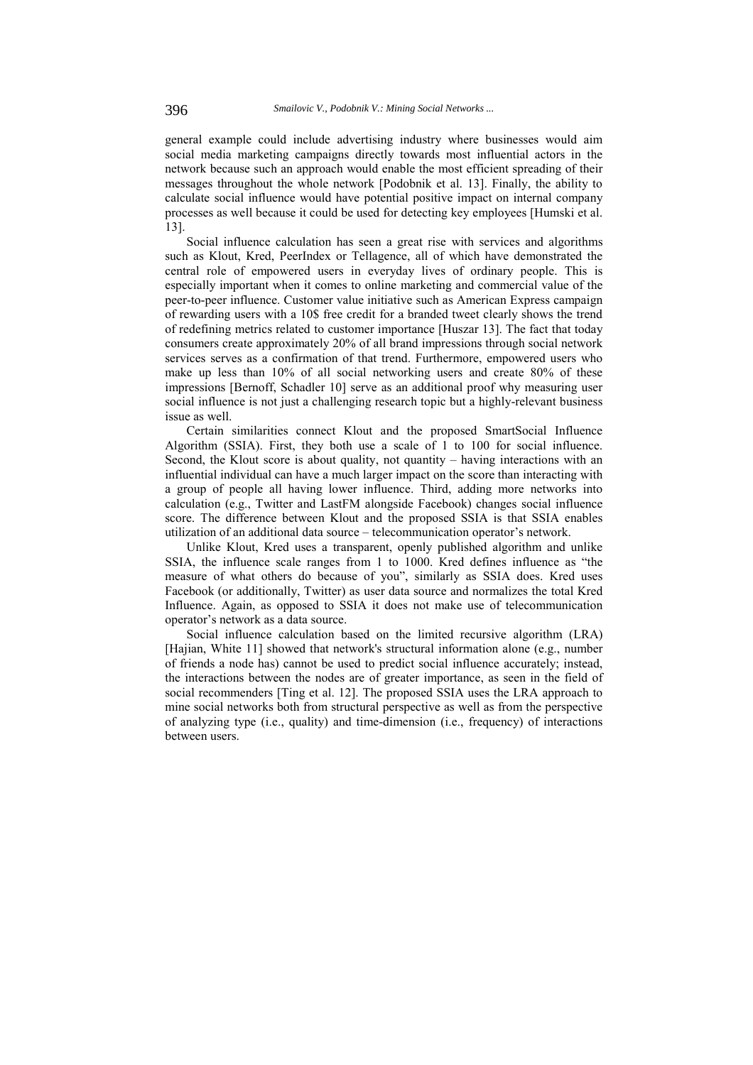general example could include advertising industry where businesses would aim social media marketing campaigns directly towards most influential actors in the network because such an approach would enable the most efficient spreading of their messages throughout the whole network [Podobnik et al. 13]. Finally, the ability to calculate social influence would have potential positive impact on internal company processes as well because it could be used for detecting key employees [Humski et al. 13].

Social influence calculation has seen a great rise with services and algorithms such as Klout, Kred, PeerIndex or Tellagence, all of which have demonstrated the central role of empowered users in everyday lives of ordinary people. This is especially important when it comes to online marketing and commercial value of the peer-to-peer influence. Customer value initiative such as American Express campaign of rewarding users with a 10$ free credit for a branded tweet clearly shows the trend of redefining metrics related to customer importance [Huszar 13]. The fact that today consumers create approximately 20% of all brand impressions through social network services serves as a confirmation of that trend. Furthermore, empowered users who make up less than 10% of all social networking users and create 80% of these impressions [Bernoff, Schadler 10] serve as an additional proof why measuring user social influence is not just a challenging research topic but a highly-relevant business issue as well.

Certain similarities connect Klout and the proposed SmartSocial Influence Algorithm (SSIA). First, they both use a scale of 1 to 100 for social influence. Second, the Klout score is about quality, not quantity – having interactions with an influential individual can have a much larger impact on the score than interacting with a group of people all having lower influence. Third, adding more networks into calculation (e.g., Twitter and LastFM alongside Facebook) changes social influence score. The difference between Klout and the proposed SSIA is that SSIA enables utilization of an additional data source – telecommunication operator's network.

Unlike Klout, Kred uses a transparent, openly published algorithm and unlike SSIA, the influence scale ranges from 1 to 1000. Kred defines influence as "the measure of what others do because of you", similarly as SSIA does. Kred uses Facebook (or additionally, Twitter) as user data source and normalizes the total Kred Influence. Again, as opposed to SSIA it does not make use of telecommunication operator's network as a data source.

Social influence calculation based on the limited recursive algorithm (LRA) [Hajian, White 11] showed that network's structural information alone (e.g., number of friends a node has) cannot be used to predict social influence accurately; instead, the interactions between the nodes are of greater importance, as seen in the field of social recommenders [Ting et al. 12]. The proposed SSIA uses the LRA approach to mine social networks both from structural perspective as well as from the perspective of analyzing type (i.e., quality) and time-dimension (i.e., frequency) of interactions between users.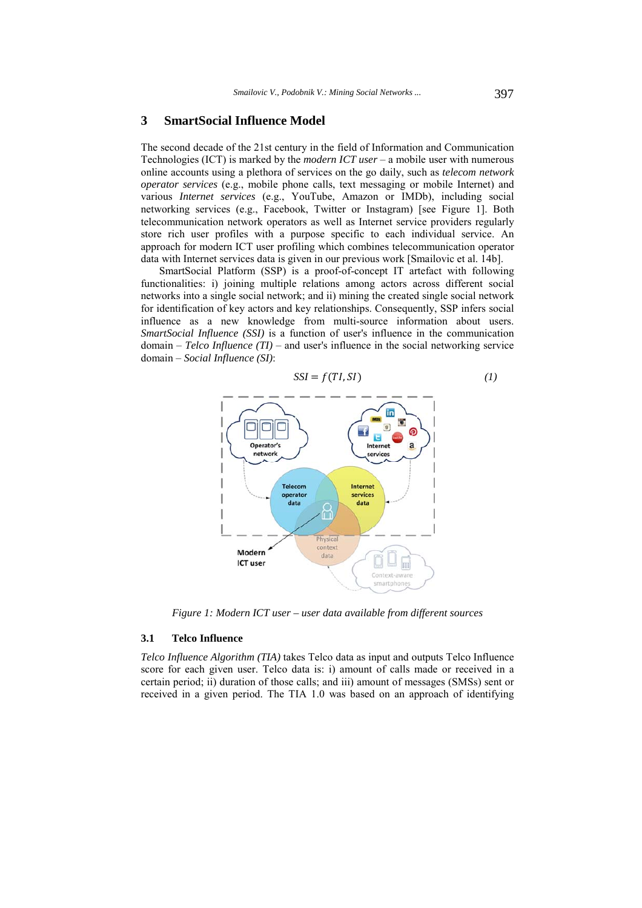## 3 SmartSocial Influence Model

The second decade of the 21st century in the field of Information and Communication Technologies (ICT) is marked by the *modern ICT user* – a mobile user with numerous online accounts using a plethora of services on the go daily, such as *telecom network operator services* (e.g., mobile phone calls, text messaging or mobile Internet) and various *Internet services* (e.g., YouTube, Amazon or IMDb), including social networking services (e.g., Facebook, Twitter or Instagram) [see Figure 1]. Both telecommunication network operators as well as Internet service providers regularly store rich user profiles with a purpose specific to each individual service. An approach for modern ICT user profiling which combines telecommunication operator data with Internet services data is given in our previous work [Smailovic et al. 14b].

SmartSocial Platform (SSP) is a proof-of-concept IT artefact with following functionalities: i) joining multiple relations among actors across different social networks into a single social network; and ii) mining the created single social network for identification of key actors and key relationships. Consequently, SSP infers social influence as a new knowledge from multi-source information about users. *SmartSocial Influence (SSI)* is a function of user's influence in the communication domain – *Telco Influence (TI)* – and user's influence in the social networking service domain – *Social Influence (SI)*:

$$SSI = f(TI, SI) \tag{1}$$

*Figure 1: Modern ICT user – user data available from different sources*

### 3.1 Telco Influence

*Telco Influence Algorithm (TIA)* takes Telco data as input and outputs Telco Influence score for each given user. Telco data is: i) amount of calls made or received in a certain period; ii) duration of those calls; and iii) amount of messages (SMSs) sent or received in a given period. The TIA 1.0 was based on an approach of identifying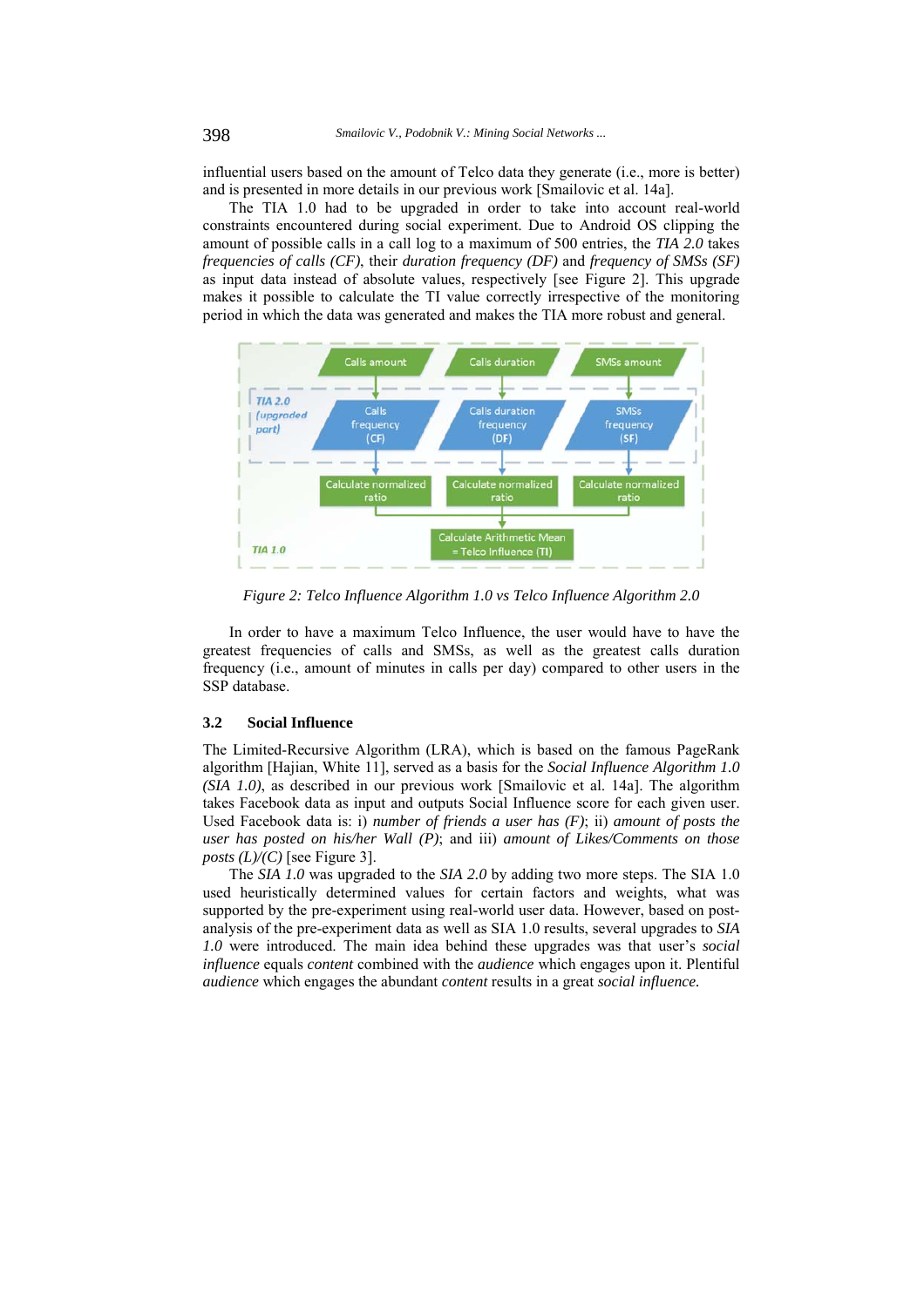influential users based on the amount of Telco data they generate (i.e., more is better) and is presented in more details in our previous work [Smailovic et al. 14a].

The TIA 1.0 had to be upgraded in order to take into account real-world constraints encountered during social experiment. Due to Android OS clipping the amount of possible calls in a call log to a maximum of 500 entries, the *TIA 2.0* takes *frequencies of calls (CF)*, their *duration frequency (DF)* and *frequency of SMSs (SF)* as input data instead of absolute values, respectively [see Figure 2]. This upgrade makes it possible to calculate the TI value correctly irrespective of the monitoring period in which the data was generated and makes the TIA more robust and general.

*Figure 2: Telco Influence Algorithm 1.0 vs Telco Influence Algorithm 2.0*

In order to have a maximum Telco Influence, the user would have to have the greatest frequencies of calls and SMSs, as well as the greatest calls duration frequency (i.e., amount of minutes in calls per day) compared to other users in the SSP database.

### 3.2 Social Influence

The Limited-Recursive Algorithm (LRA), which is based on the famous PageRank algorithm [Hajian, White 11], served as a basis for the *Social Influence Algorithm 1.0 (SIA 1.0)*, as described in our previous work [Smailovic et al. 14a]. The algorithm takes Facebook data as input and outputs Social Influence score for each given user. Used Facebook data is: i) *number of friends a user has (F)*; ii) *amount of posts the user has posted on his/her Wall (P)*; and iii) *amount of Likes/Comments on those posts (L)/(C)* [see Figure 3].

The *SIA 1.0* was upgraded to the *SIA 2.0* by adding two more steps. The SIA 1.0 used heuristically determined values for certain factors and weights, what was supported by the pre-experiment using real-world user data. However, based on post-analysis of the pre-experiment data as well as SIA 1.0 results, several upgrades to *SIA 1.0* were introduced. The main idea behind these upgrades was that user's *social influence* equals *content* combined with the *audience* which engages upon it. Plentiful *audience* which engages the abundant *content* results in a great *social influence.*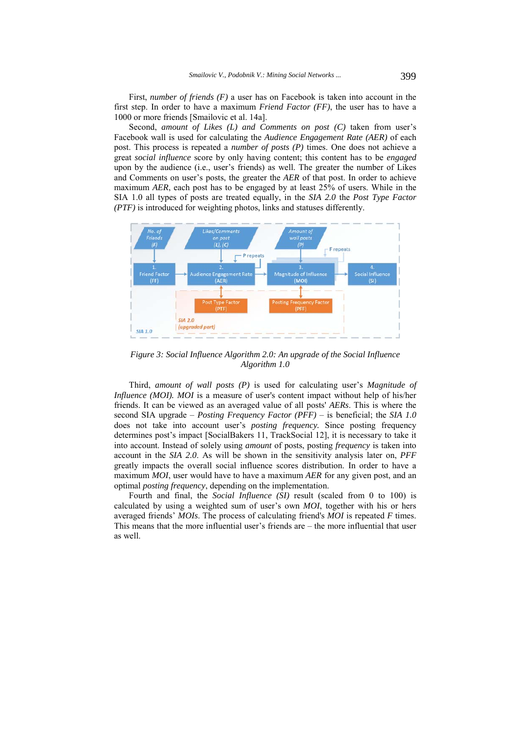First, *number of friends (F)* a user has on Facebook is taken into account in the first step. In order to have a maximum *Friend Factor (FF)*, the user has to have a 1000 or more friends [Smailovic et al. 14a].

Second, *amount of Likes (L) and Comments on post (C)* taken from user's Facebook wall is used for calculating the *Audience Engagement Rate (AER)* of each post. This process is repeated a *number of posts (P)* times. One does not achieve a great *social influence* score by only having content; this content has to be *engaged* upon by the audience (i.e., user's friends) as well. The greater the number of Likes and Comments on user's posts, the greater the *AER* of that post. In order to achieve maximum *AER*, each post has to be engaged by at least 25% of users. While in the SIA 1.0 all types of posts are treated equally, in the *SIA 2.0* the *Post Type Factor (PTF)* is introduced for weighting photos, links and statuses differently.

*Figure 3: Social Influence Algorithm 2.0: An upgrade of the Social Influence Algorithm 1.0*

Third, *amount of wall posts (P)* is used for calculating user's *Magnitude of Influence (MOI). MOI* is a measure of user's content impact without help of his/her friends. It can be viewed as an averaged value of all posts' *AERs*. This is where the second SIA upgrade – *Posting Frequency Factor (PFF)* – is beneficial; the *SIA 1.0* does not take into account user's *posting frequency*. Since posting frequency determines post's impact [SocialBakers 11, TrackSocial 12], it is necessary to take it into account. Instead of solely using *amount* of posts, posting *frequency* is taken into account in the *SIA 2.0*. As will be shown in the sensitivity analysis later on, *PFF* greatly impacts the overall social influence scores distribution. In order to have a maximum *MOI*, user would have to have a maximum *AER* for any given post, and an optimal *posting frequency*, depending on the implementation.

Fourth and final, the *Social Influence (SI)* result (scaled from 0 to 100) is calculated by using a weighted sum of user's own *MOI*, together with his or hers averaged friends' *MOIs*. The process of calculating friend's *MOI* is repeated *F* times. This means that the more influential user's friends are – the more influential that user as well.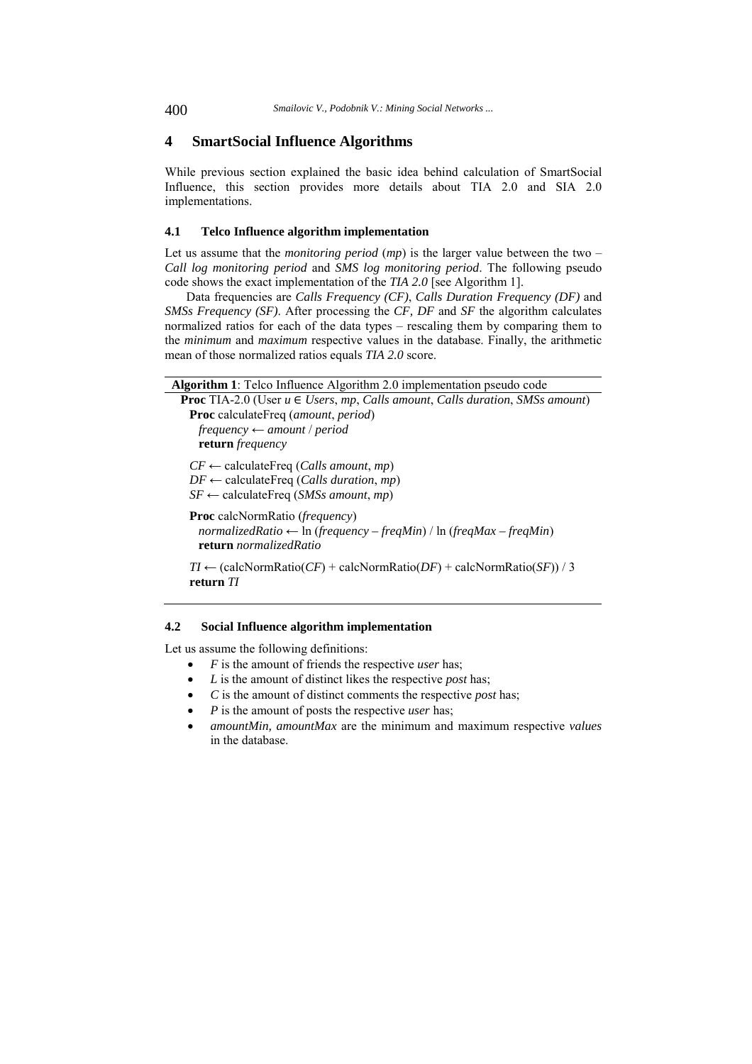## 4 SmartSocial Influence Algorithms

While previous section explained the basic idea behind calculation of SmartSocial Influence, this section provides more details about TIA 2.0 and SIA 2.0 implementations.

### 4.1 Telco Influence algorithm implementation

Let us assume that the *monitoring period* (*mp*) is the larger value between the two – *Call log monitoring period* and *SMS log monitoring period*. The following pseudo code shows the exact implementation of the *TIA 2.0* [see Algorithm 1].

Data frequencies are *Calls Frequency (CF)*, *Calls Duration Frequency (DF)* and *SMSs Frequency (SF)*. After processing the *CF, DF* and *SF* the algorithm calculates normalized ratios for each of the data types – rescaling them by comparing them to the *minimum* and *maximum* respective values in the database. Finally, the arithmetic mean of those normalized ratios equals *TIA 2.0* score.

**Algorithm 1**: Telco Influence Algorithm 2.0 implementation pseudo code

```
Proc TIA-2.0 (User u ∈ Users, mp, Calls amount, Calls duration, SMSs amount)
  Proc calculateFreq (amount, period)
    frequency ← amount / period
    return frequency

  CF ← calculateFreq (Calls amount, mp)
  DF ← calculateFreq (Calls duration, mp)
  SF ← calculateFreq (SMSs amount, mp)

  Proc calcNormRatio (frequency)
    normalizedRatio ← ln (frequency – freqMin) / ln (freqMax – freqMin)
    return normalizedRatio

  TI ← (calcNormRatio(CF) + calcNormRatio(DF) + calcNormRatio(SF)) / 3
  return TI
```

### 4.2 Social Influence algorithm implementation

Let us assume the following definitions:

- *F* is the amount of friends the respective *user* has;
- *L* is the amount of distinct likes the respective *post* has;
- *C* is the amount of distinct comments the respective *post* has;
- *P* is the amount of posts the respective *user* has;
- *amountMin, amountMax* are the minimum and maximum respective *values* in the database.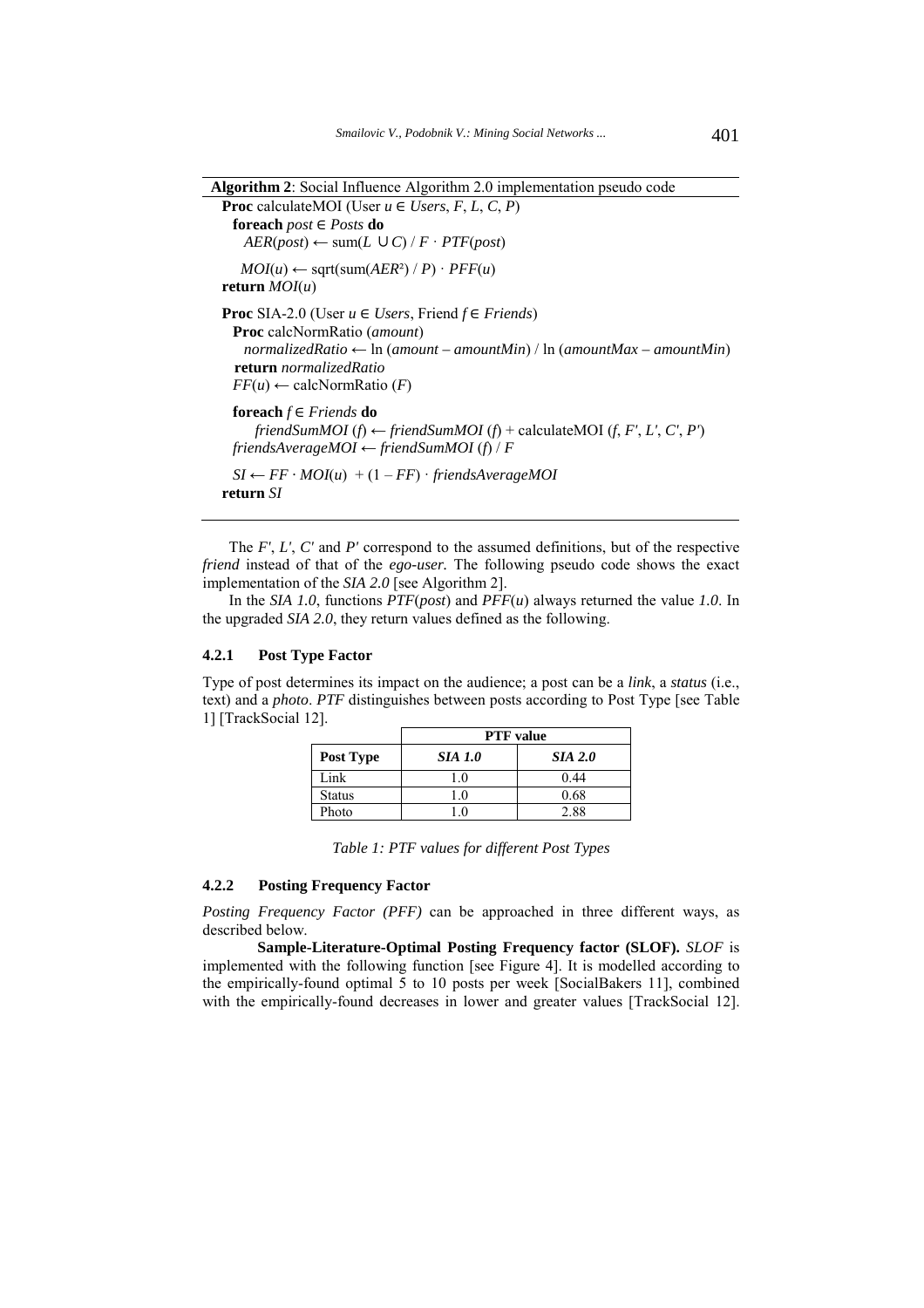**Algorithm 2**: Social Influence Algorithm 2.0 implementation pseudo code

```
Proc calculateMOI (User u ∈ Users, F, L, C, P)
  foreach post ∈ Posts do
    AER(post) ← sum(L ∪ C) / F · PTF(post)
  MOI(u) ← sqrt(sum(AER²) / P) · PFF(u)
return MOI(u)

Proc SIA-2.0 (User u ∈ Users, Friend f ∈ Friends)
  Proc calcNormRatio (amount)
    normalizedRatio ← ln (amount – amountMin) / ln (amountMax – amountMin)
  return normalizedRatio
  FF(u) ← calcNormRatio (F)

  foreach f ∈ Friends do
      friendSumMOI (f) ← friendSumMOI (f) + calculateMOI (f, F', L', C', P')
  friendsAverageMOI ← friendSumMOI (f) / F

  SI ← FF · MOI(u) + (1 – FF) · friendsAverageMOI
return SI
```

The $F'$, $L'$, $C'$ and $P'$ correspond to the assumed definitions, but of the respective *friend* instead of that of the *ego-user.* The following pseudo code shows the exact implementation of the *SIA 2.0* [see Algorithm 2].

In the *SIA 1.0*, functions $PTF(post)$ and $PFF(u)$ always returned the value *1.0*. In the upgraded *SIA 2.0*, they return values defined as the following.

### 4.2.1 Post Type Factor

Type of post determines its impact on the audience; a post can be a *link*, a *status* (i.e., text) and a *photo*. *PTF* distinguishes between posts according to Post Type [see Table 1] [TrackSocial 12].

| | PTF value | |
|---|---|---|
| **Post Type** | ***SIA 1.0*** | ***SIA 2.0*** |
| Link | 1.0 | 0.44 |
| Status | 1.0 | 0.68 |
| Photo | 1.0 | 2.88 |

*Table 1: PTF values for different Post Types*

### 4.2.2 Posting Frequency Factor

*Posting Frequency Factor (PFF)* can be approached in three different ways, as described below.

**Sample-Literature-Optimal Posting Frequency factor (SLOF).** *SLOF* is implemented with the following function [see Figure 4]. It is modelled according to the empirically-found optimal 5 to 10 posts per week [SocialBakers 11], combined with the empirically-found decreases in lower and greater values [TrackSocial 12].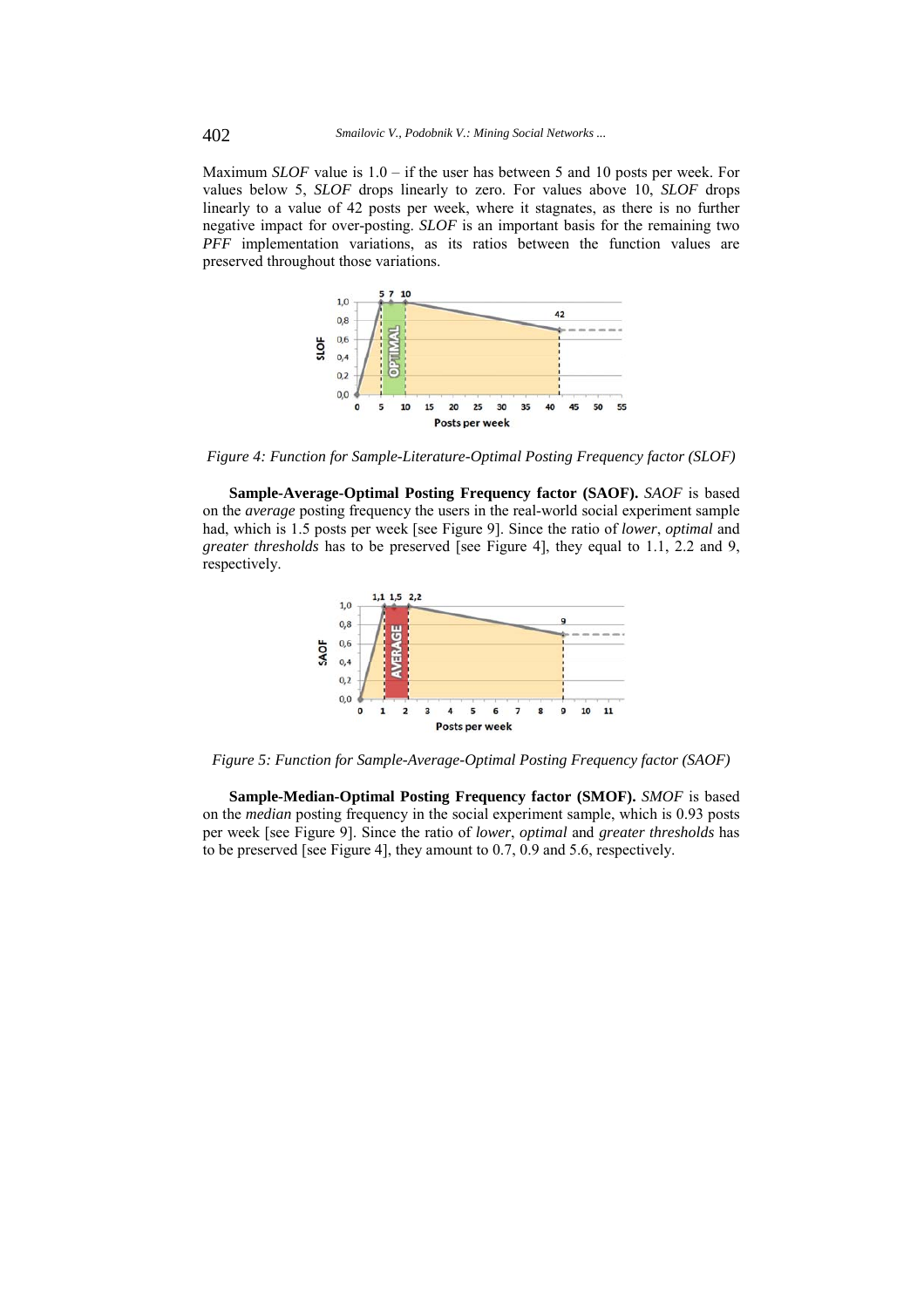Maximum *SLOF* value is 1.0 – if the user has between 5 and 10 posts per week. For values below 5, *SLOF* drops linearly to zero. For values above 10, *SLOF* drops linearly to a value of 42 posts per week, where it stagnates, as there is no further negative impact for over-posting. *SLOF* is an important basis for the remaining two *PFF* implementation variations, as its ratios between the function values are preserved throughout those variations.

*Figure 4: Function for Sample-Literature-Optimal Posting Frequency factor (SLOF)*

**Sample-Average-Optimal Posting Frequency factor (SAOF).** *SAOF* is based on the *average* posting frequency the users in the real-world social experiment sample had, which is 1.5 posts per week [see Figure 9]. Since the ratio of *lower*, *optimal* and *greater thresholds* has to be preserved [see Figure 4], they equal to 1.1, 2.2 and 9, respectively.

*Figure 5: Function for Sample-Average-Optimal Posting Frequency factor (SAOF)*

**Sample-Median-Optimal Posting Frequency factor (SMOF).** *SMOF* is based on the *median* posting frequency in the social experiment sample, which is 0.93 posts per week [see Figure 9]. Since the ratio of *lower*, *optimal* and *greater thresholds* has to be preserved [see Figure 4], they amount to 0.7, 0.9 and 5.6, respectively.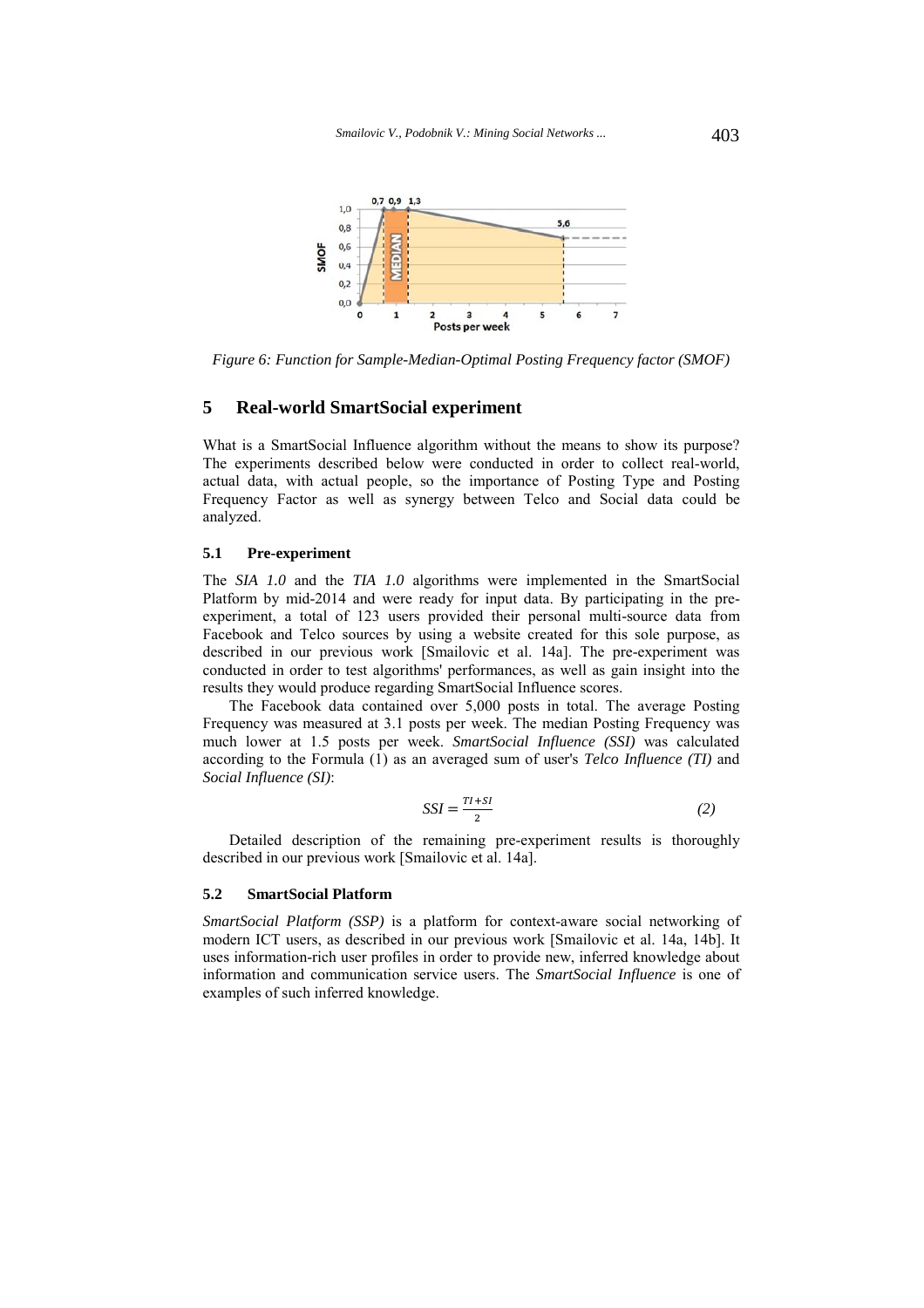Figure 6: Function for Sample-Median-Optimal Posting Frequency factor (SMOF)

## 5 Real-world SmartSocial experiment

What is a SmartSocial Influence algorithm without the means to show its purpose? The experiments described below were conducted in order to collect real-world, actual data, with actual people, so the importance of Posting Type and Posting Frequency Factor as well as synergy between Telco and Social data could be analyzed.

### 5.1 Pre-experiment

The *SIA 1.0* and the *TIA 1.0* algorithms were implemented in the SmartSocial Platform by mid-2014 and were ready for input data. By participating in the pre-experiment, a total of 123 users provided their personal multi-source data from Facebook and Telco sources by using a website created for this sole purpose, as described in our previous work [Smailovic et al. 14a]. The pre-experiment was conducted in order to test algorithms' performances, as well as gain insight into the results they would produce regarding SmartSocial Influence scores.

The Facebook data contained over 5,000 posts in total. The average Posting Frequency was measured at 3.1 posts per week. The median Posting Frequency was much lower at 1.5 posts per week. *SmartSocial Influence (SSI)* was calculated according to the Formula (1) as an averaged sum of user's *Telco Influence (TI)* and *Social Influence (SI)*:

$$SSI = \frac{TI + SI}{2} \qquad (2)$$

Detailed description of the remaining pre-experiment results is thoroughly described in our previous work [Smailovic et al. 14a].

### 5.2 SmartSocial Platform

*SmartSocial Platform (SSP)* is a platform for context-aware social networking of modern ICT users, as described in our previous work [Smailovic et al. 14a, 14b]. It uses information-rich user profiles in order to provide new, inferred knowledge about information and communication service users. The *SmartSocial Influence* is one of examples of such inferred knowledge.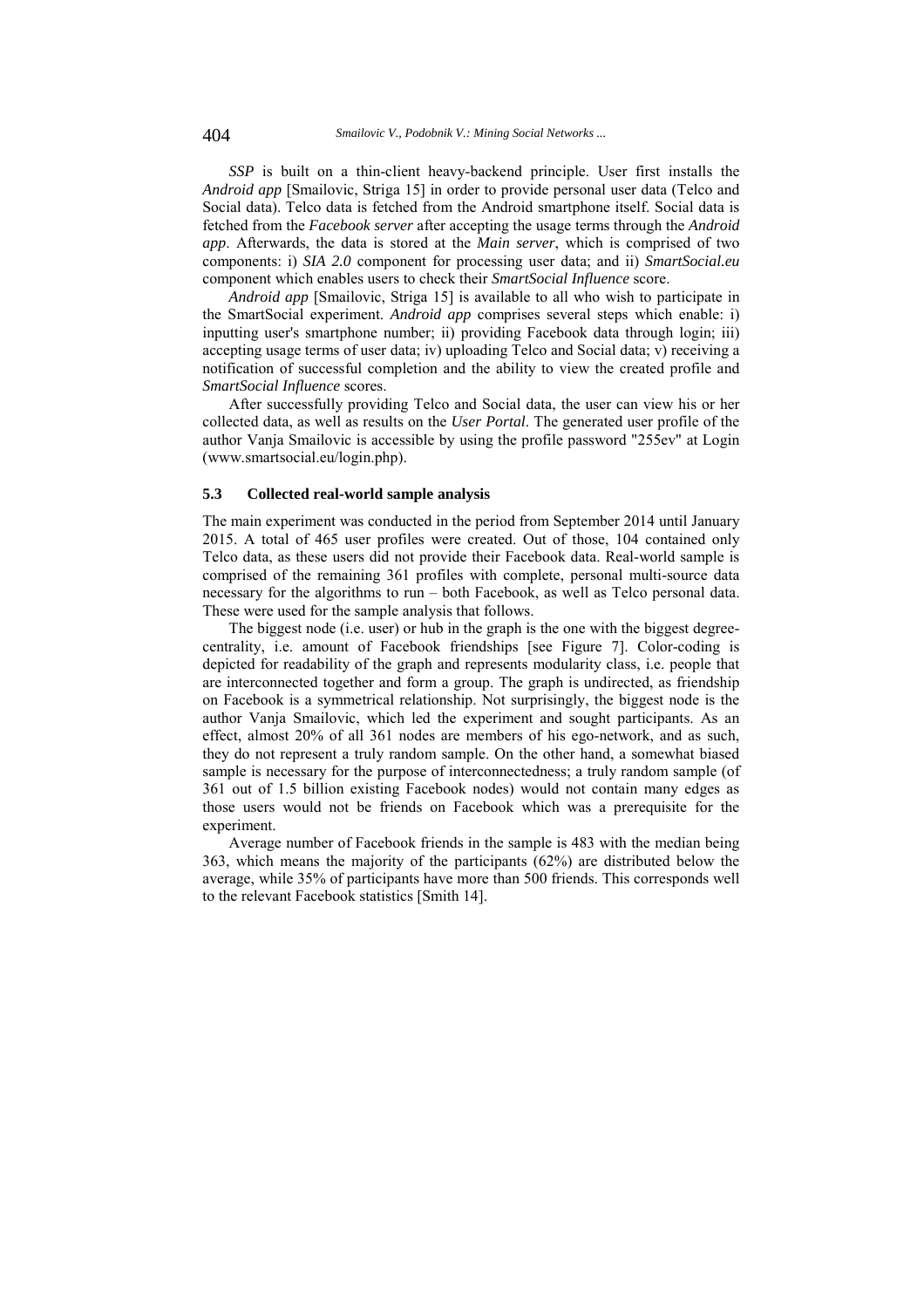*SSP* is built on a thin-client heavy-backend principle. User first installs the *Android app* [Smailovic, Striga 15] in order to provide personal user data (Telco and Social data). Telco data is fetched from the Android smartphone itself. Social data is fetched from the *Facebook server* after accepting the usage terms through the *Android app*. Afterwards, the data is stored at the *Main server*, which is comprised of two components: i) *SIA 2.0* component for processing user data; and ii) *SmartSocial.eu* component which enables users to check their *SmartSocial Influence* score.

*Android app* [Smailovic, Striga 15] is available to all who wish to participate in the SmartSocial experiment. *Android app* comprises several steps which enable: i) inputting user's smartphone number; ii) providing Facebook data through login; iii) accepting usage terms of user data; iv) uploading Telco and Social data; v) receiving a notification of successful completion and the ability to view the created profile and *SmartSocial Influence* scores.

After successfully providing Telco and Social data, the user can view his or her collected data, as well as results on the *User Portal*. The generated user profile of the author Vanja Smailovic is accessible by using the profile password "255ev" at Login (www.smartsocial.eu/login.php).

### 5.3 Collected real-world sample analysis

The main experiment was conducted in the period from September 2014 until January 2015. A total of 465 user profiles were created. Out of those, 104 contained only Telco data, as these users did not provide their Facebook data. Real-world sample is comprised of the remaining 361 profiles with complete, personal multi-source data necessary for the algorithms to run – both Facebook, as well as Telco personal data. These were used for the sample analysis that follows.

The biggest node (i.e. user) or hub in the graph is the one with the biggest degree-centrality, i.e. amount of Facebook friendships [see Figure 7]. Color-coding is depicted for readability of the graph and represents modularity class, i.e. people that are interconnected together and form a group. The graph is undirected, as friendship on Facebook is a symmetrical relationship. Not surprisingly, the biggest node is the author Vanja Smailovic, which led the experiment and sought participants. As an effect, almost 20% of all 361 nodes are members of his ego-network, and as such, they do not represent a truly random sample. On the other hand, a somewhat biased sample is necessary for the purpose of interconnectedness; a truly random sample (of 361 out of 1.5 billion existing Facebook nodes) would not contain many edges as those users would not be friends on Facebook which was a prerequisite for the experiment.

Average number of Facebook friends in the sample is 483 with the median being 363, which means the majority of the participants (62%) are distributed below the average, while 35% of participants have more than 500 friends. This corresponds well to the relevant Facebook statistics [Smith 14].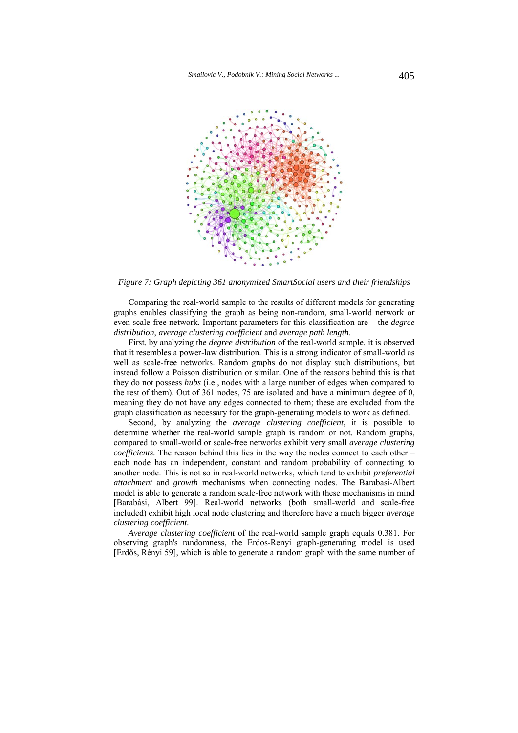*Figure 7: Graph depicting 361 anonymized SmartSocial users and their friendships*

Comparing the real-world sample to the results of different models for generating graphs enables classifying the graph as being non-random, small-world network or even scale-free network. Important parameters for this classification are – the *degree distribution*, *average clustering coefficient* and *average path length*.

First, by analyzing the *degree distribution* of the real-world sample, it is observed that it resembles a power-law distribution. This is a strong indicator of small-world as well as scale-free networks. Random graphs do not display such distributions, but instead follow a Poisson distribution or similar. One of the reasons behind this is that they do not possess *hubs* (i.e., nodes with a large number of edges when compared to the rest of them). Out of 361 nodes, 75 are isolated and have a minimum degree of 0, meaning they do not have any edges connected to them; these are excluded from the graph classification as necessary for the graph-generating models to work as defined.

Second, by analyzing the *average clustering coefficient*, it is possible to determine whether the real-world sample graph is random or not. Random graphs, compared to small-world or scale-free networks exhibit very small *average clustering coefficients.* The reason behind this lies in the way the nodes connect to each other – each node has an independent, constant and random probability of connecting to another node. This is not so in real-world networks, which tend to exhibit *preferential attachment* and *growth* mechanisms when connecting nodes. The Barabasi-Albert model is able to generate a random scale-free network with these mechanisms in mind [Barabási, Albert 99]. Real-world networks (both small-world and scale-free included) exhibit high local node clustering and therefore have a much bigger *average clustering coefficient.*

*Average clustering coefficient* of the real-world sample graph equals 0.381. For observing graph's randomness, the Erdos-Renyi graph-generating model is used [Erdős, Rényi 59], which is able to generate a random graph with the same number of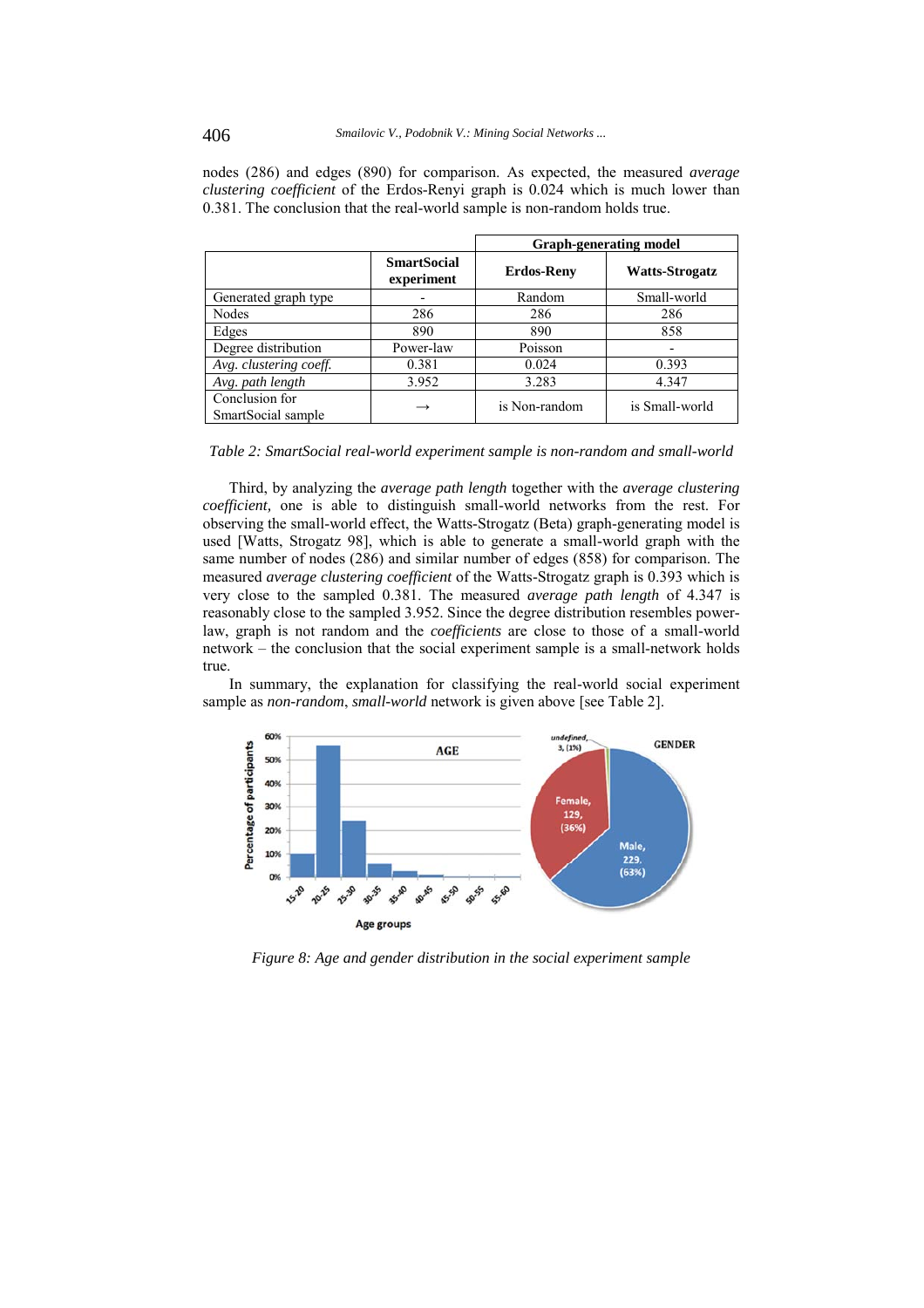nodes (286) and edges (890) for comparison. As expected, the measured *average clustering coefficient* of the Erdos-Renyi graph is 0.024 which is much lower than 0.381. The conclusion that the real-world sample is non-random holds true.

| | SmartSocial experiment | Graph-generating model | |
|---|---|---|---|
| | | Erdos-Reny | Watts-Strogatz |
| Generated graph type | - | Random | Small-world |
| Nodes | 286 | 286 | 286 |
| Edges | 890 | 890 | 858 |
| Degree distribution | Power-law | Poisson | - |
| *Avg. clustering coeff.* | 0.381 | 0.024 | 0.393 |
| *Avg. path length* | 3.952 | 3.283 | 4.347 |
| Conclusion for SmartSocial sample | → | is Non-random | is Small-world |

*Table 2: SmartSocial real-world experiment sample is non-random and small-world*

Third, by analyzing the *average path length* together with the *average clustering coefficient,* one is able to distinguish small-world networks from the rest. For observing the small-world effect, the Watts-Strogatz (Beta) graph-generating model is used [Watts, Strogatz 98], which is able to generate a small-world graph with the same number of nodes (286) and similar number of edges (858) for comparison. The measured *average clustering coefficient* of the Watts-Strogatz graph is 0.393 which is very close to the sampled 0.381. The measured *average path length* of 4.347 is reasonably close to the sampled 3.952. Since the degree distribution resembles power-law, graph is not random and the *coefficients* are close to those of a small-world network – the conclusion that the social experiment sample is a small-network holds true.

In summary, the explanation for classifying the real-world social experiment sample as *non-random*, *small-world* network is given above [see Table 2].

*Figure 8: Age and gender distribution in the social experiment sample*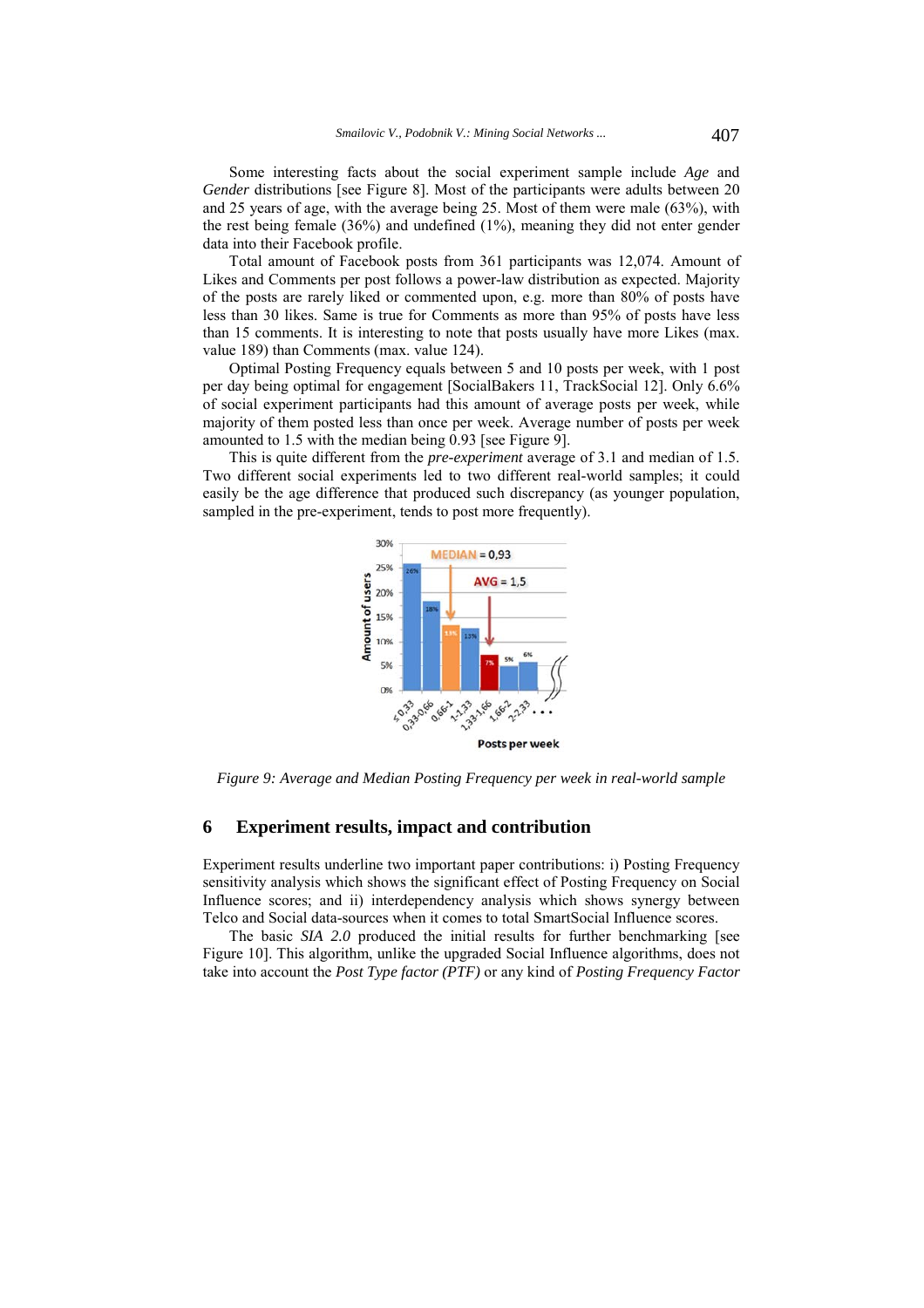Some interesting facts about the social experiment sample include *Age* and *Gender* distributions [see Figure 8]. Most of the participants were adults between 20 and 25 years of age, with the average being 25. Most of them were male (63%), with the rest being female (36%) and undefined (1%), meaning they did not enter gender data into their Facebook profile.

Total amount of Facebook posts from 361 participants was 12,074. Amount of Likes and Comments per post follows a power-law distribution as expected. Majority of the posts are rarely liked or commented upon, e.g. more than 80% of posts have less than 30 likes. Same is true for Comments as more than 95% of posts have less than 15 comments. It is interesting to note that posts usually have more Likes (max. value 189) than Comments (max. value 124).

Optimal Posting Frequency equals between 5 and 10 posts per week, with 1 post per day being optimal for engagement [SocialBakers 11, TrackSocial 12]. Only 6.6% of social experiment participants had this amount of average posts per week, while majority of them posted less than once per week. Average number of posts per week amounted to 1.5 with the median being 0.93 [see Figure 9].

This is quite different from the *pre-experiment* average of 3.1 and median of 1.5. Two different social experiments led to two different real-world samples; it could easily be the age difference that produced such discrepancy (as younger population, sampled in the pre-experiment, tends to post more frequently).

*Figure 9: Average and Median Posting Frequency per week in real-world sample*

## 6 Experiment results, impact and contribution

Experiment results underline two important paper contributions: i) Posting Frequency sensitivity analysis which shows the significant effect of Posting Frequency on Social Influence scores; and ii) interdependency analysis which shows synergy between Telco and Social data-sources when it comes to total SmartSocial Influence scores.

The basic *SIA 2.0* produced the initial results for further benchmarking [see Figure 10]. This algorithm, unlike the upgraded Social Influence algorithms, does not take into account the *Post Type factor (PTF)* or any kind of *Posting Frequency Factor*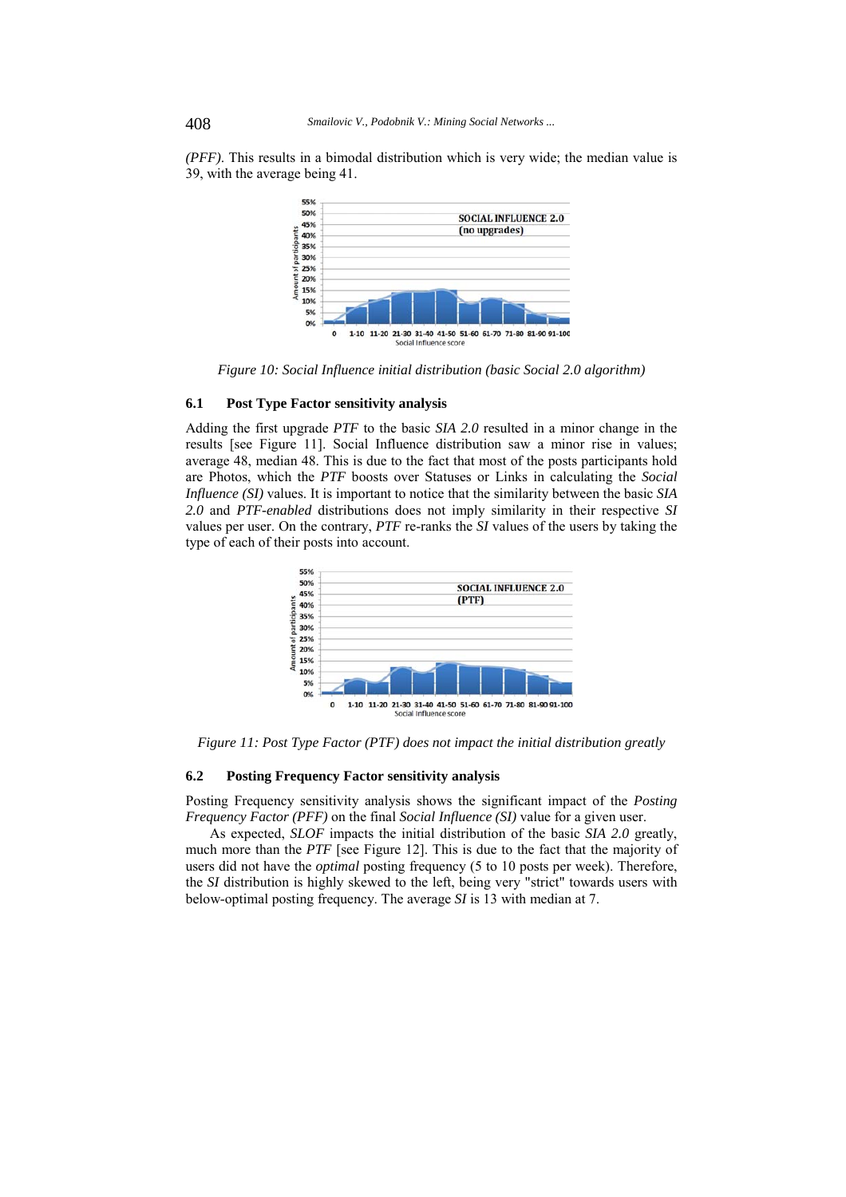*(PFF)*. This results in a bimodal distribution which is very wide; the median value is 39, with the average being 41.

*Figure 10: Social Influence initial distribution (basic Social 2.0 algorithm)*

### 6.1 Post Type Factor sensitivity analysis

Adding the first upgrade *PTF* to the basic *SIA 2.0* resulted in a minor change in the results [see Figure 11]. Social Influence distribution saw a minor rise in values; average 48, median 48. This is due to the fact that most of the posts participants hold are Photos, which the *PTF* boosts over Statuses or Links in calculating the *Social Influence (SI)* values. It is important to notice that the similarity between the basic *SIA 2.0* and *PTF-enabled* distributions does not imply similarity in their respective *SI* values per user. On the contrary, *PTF* re-ranks the *SI* values of the users by taking the type of each of their posts into account.

*Figure 11: Post Type Factor (PTF) does not impact the initial distribution greatly*

### 6.2 Posting Frequency Factor sensitivity analysis

Posting Frequency sensitivity analysis shows the significant impact of the *Posting Frequency Factor (PFF)* on the final *Social Influence (SI)* value for a given user.

As expected, *SLOF* impacts the initial distribution of the basic *SIA 2.0* greatly, much more than the *PTF* [see Figure 12]. This is due to the fact that the majority of users did not have the *optimal* posting frequency (5 to 10 posts per week). Therefore, the *SI* distribution is highly skewed to the left, being very "strict" towards users with below-optimal posting frequency. The average *SI* is 13 with median at 7.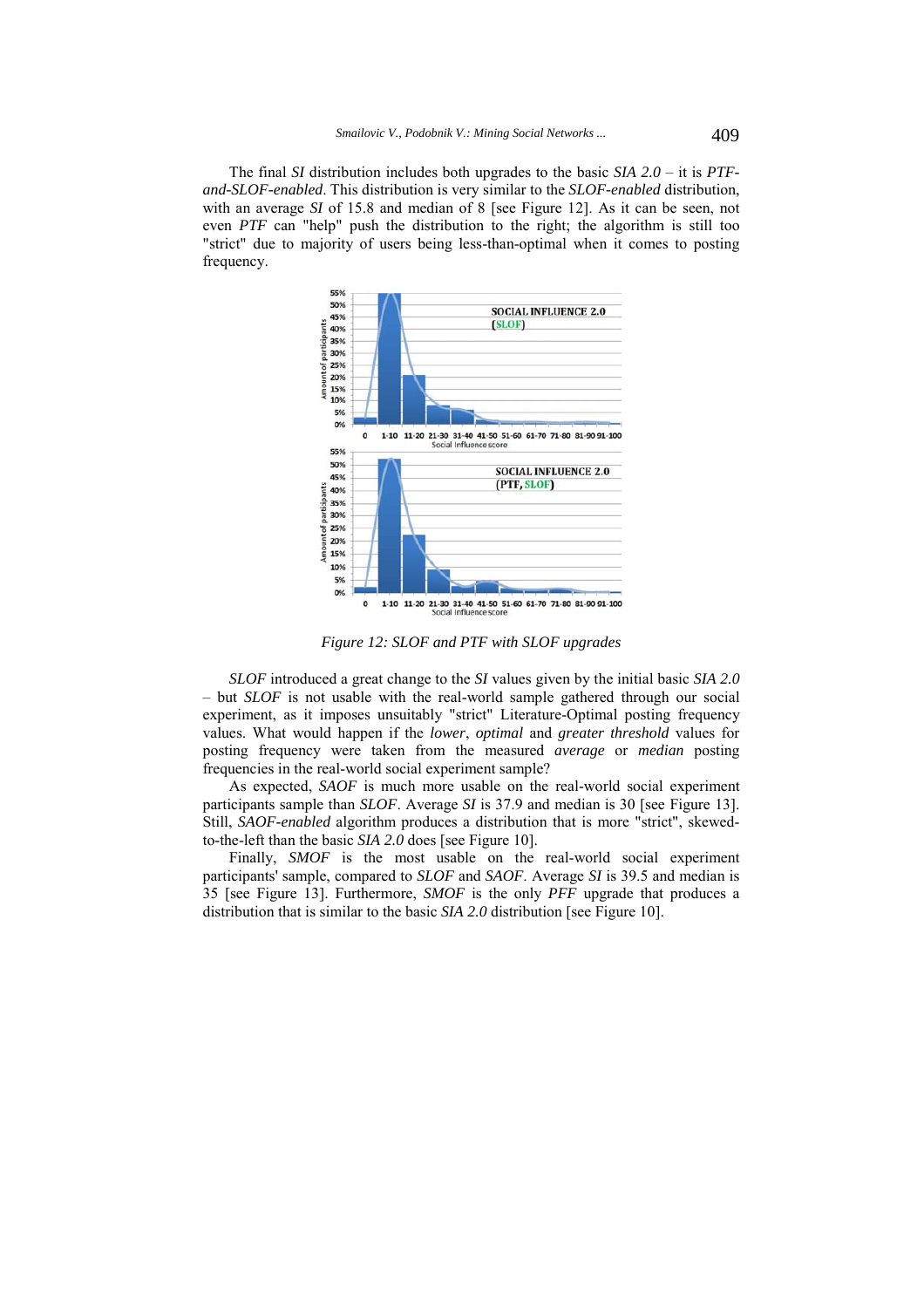The final *SI* distribution includes both upgrades to the basic *SIA 2.0* – it is *PTF-and-SLOF-enabled*. This distribution is very similar to the *SLOF-enabled* distribution, with an average *SI* of 15.8 and median of 8 [see Figure 12]. As it can be seen, not even *PTF* can "help" push the distribution to the right; the algorithm is still too "strict" due to majority of users being less-than-optimal when it comes to posting frequency.

*Figure 12: SLOF and PTF with SLOF upgrades*

*SLOF* introduced a great change to the *SI* values given by the initial basic *SIA 2.0* – but *SLOF* is not usable with the real-world sample gathered through our social experiment, as it imposes unsuitably "strict" Literature-Optimal posting frequency values. What would happen if the *lower*, *optimal* and *greater threshold* values for posting frequency were taken from the measured *average* or *median* posting frequencies in the real-world social experiment sample?

As expected, *SAOF* is much more usable on the real-world social experiment participants sample than *SLOF*. Average *SI* is 37.9 and median is 30 [see Figure 13]. Still, *SAOF-enabled* algorithm produces a distribution that is more "strict", skewed-to-the-left than the basic *SIA 2.0* does [see Figure 10].

Finally, *SMOF* is the most usable on the real-world social experiment participants' sample, compared to *SLOF* and *SAOF*. Average *SI* is 39.5 and median is 35 [see Figure 13]. Furthermore, *SMOF* is the only *PFF* upgrade that produces a distribution that is similar to the basic *SIA 2.0* distribution [see Figure 10].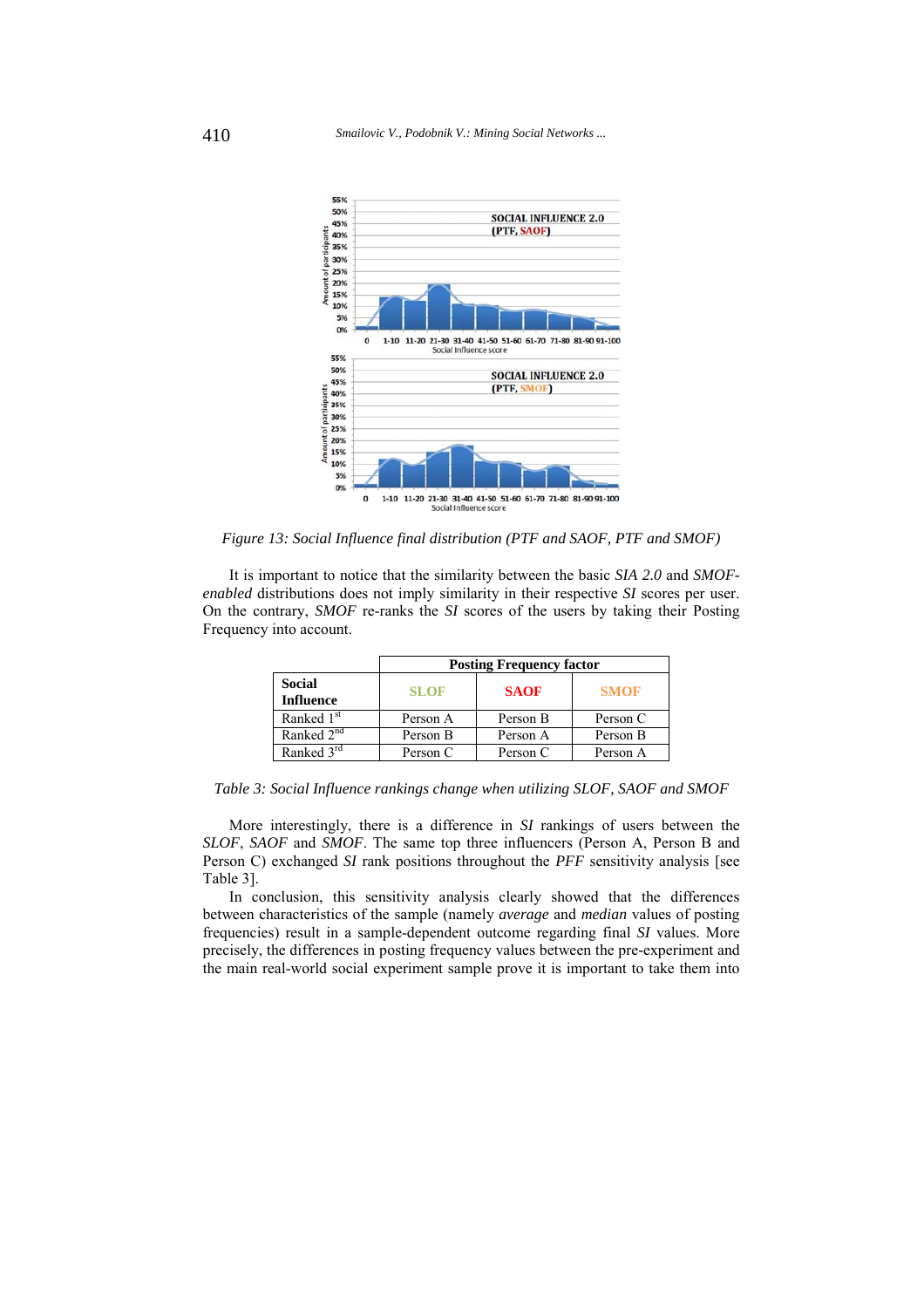Figure 13: Social Influence final distribution (PTF and SAOF, PTF and SMOF)

It is important to notice that the similarity between the basic *SIA 2.0* and *SMOF-enabled* distributions does not imply similarity in their respective *SI* scores per user. On the contrary, *SMOF* re-ranks the *SI* scores of the users by taking their Posting Frequency into account.

| | Posting Frequency factor | | |
|---|---|---|---|
| **Social Influence** | **SLOF** | **SAOF** | **SMOF** |
| Ranked 1st | Person A | Person B | Person C |
| Ranked 2nd | Person B | Person A | Person B |
| Ranked 3rd | Person C | Person C | Person A |

Table 3: Social Influence rankings change when utilizing SLOF, SAOF and SMOF

More interestingly, there is a difference in *SI* rankings of users between the *SLOF*, *SAOF* and *SMOF*. The same top three influencers (Person A, Person B and Person C) exchanged *SI* rank positions throughout the *PFF* sensitivity analysis [see Table 3].

In conclusion, this sensitivity analysis clearly showed that the differences between characteristics of the sample (namely *average* and *median* values of posting frequencies) result in a sample-dependent outcome regarding final *SI* values. More precisely, the differences in posting frequency values between the pre-experiment and the main real-world social experiment sample prove it is important to take them into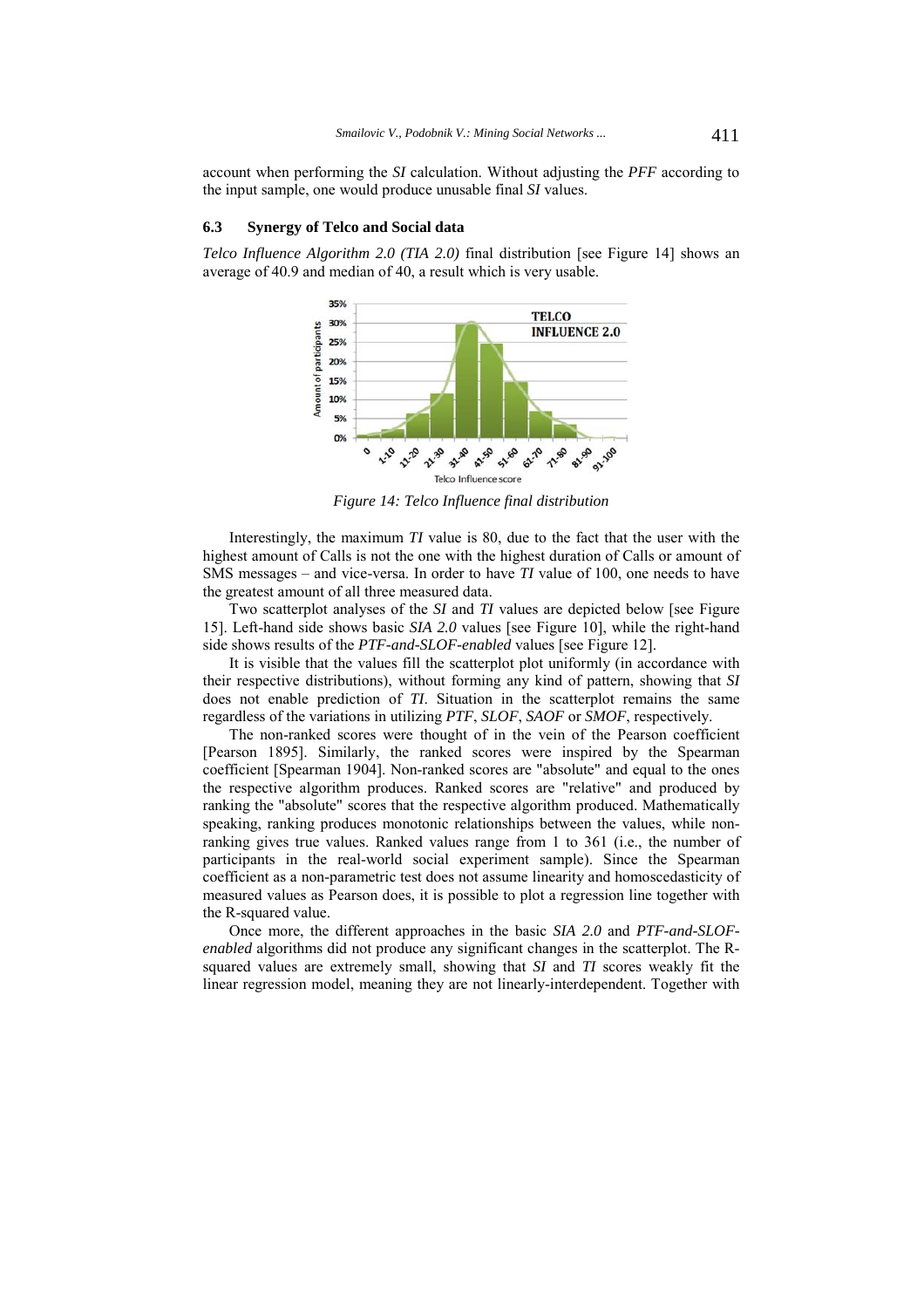account when performing the *SI* calculation. Without adjusting the *PFF* according to the input sample, one would produce unusable final *SI* values.

### 6.3 Synergy of Telco and Social data

*Telco Influence Algorithm 2.0 (TIA 2.0)* final distribution [see Figure 14] shows an average of 40.9 and median of 40, a result which is very usable.

*Figure 14: Telco Influence final distribution*

Interestingly, the maximum *TI* value is 80, due to the fact that the user with the highest amount of Calls is not the one with the highest duration of Calls or amount of SMS messages – and vice-versa. In order to have *TI* value of 100, one needs to have the greatest amount of all three measured data.

Two scatterplot analyses of the *SI* and *TI* values are depicted below [see Figure 15]. Left-hand side shows basic *SIA 2.0* values [see Figure 10], while the right-hand side shows results of the *PTF-and-SLOF-enabled* values [see Figure 12].

It is visible that the values fill the scatterplot plot uniformly (in accordance with their respective distributions), without forming any kind of pattern, showing that *SI* does not enable prediction of *TI*. Situation in the scatterplot remains the same regardless of the variations in utilizing *PTF*, *SLOF*, *SAOF* or *SMOF*, respectively.

The non-ranked scores were thought of in the vein of the Pearson coefficient [Pearson 1895]. Similarly, the ranked scores were inspired by the Spearman coefficient [Spearman 1904]. Non-ranked scores are "absolute" and equal to the ones the respective algorithm produces. Ranked scores are "relative" and produced by ranking the "absolute" scores that the respective algorithm produced. Mathematically speaking, ranking produces monotonic relationships between the values, while non-ranking gives true values. Ranked values range from 1 to 361 (i.e., the number of participants in the real-world social experiment sample). Since the Spearman coefficient as a non-parametric test does not assume linearity and homoscedasticity of measured values as Pearson does, it is possible to plot a regression line together with the R-squared value.

Once more, the different approaches in the basic *SIA 2.0* and *PTF-and-SLOF-enabled* algorithms did not produce any significant changes in the scatterplot. The R-squared values are extremely small, showing that *SI* and *TI* scores weakly fit the linear regression model, meaning they are not linearly-interdependent. Together with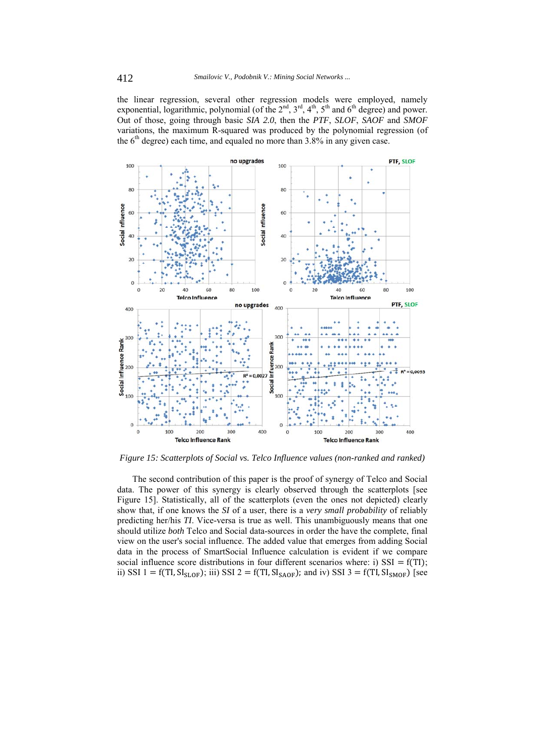the linear regression, several other regression models were employed, namely exponential, logarithmic, polynomial (of the 2nd, 3rd, 4th, 5th and 6th degree) and power. Out of those, going through basic *SIA 2.0*, then the *PTF*, *SLOF*, *SAOF* and *SMOF* variations, the maximum R-squared was produced by the polynomial regression (of the 6th degree) each time, and equaled no more than 3.8% in any given case.

*Figure 15: Scatterplots of Social vs. Telco Influence values (non-ranked and ranked)*

The second contribution of this paper is the proof of synergy of Telco and Social data. The power of this synergy is clearly observed through the scatterplots [see Figure 15]. Statistically, all of the scatterplots (even the ones not depicted) clearly show that, if one knows the *SI* of a user, there is a *very small probability* of reliably predicting her/his *TI*. Vice-versa is true as well. This unambiguously means that one should utilize *both* Telco and Social data-sources in order the have the complete, final view on the user's social influence. The added value that emerges from adding Social data in the process of SmartSocial Influence calculation is evident if we compare social influence score distributions in four different scenarios where: i) $\mathrm{SSI} = \mathrm{f(TI)}$; ii) $\mathrm{SSI\ 1} = \mathrm{f(TI, SI_{SLOF})}$; iii) $\mathrm{SSI\ 2} = \mathrm{f(TI, SI_{SAOF})}$; and iv) $\mathrm{SSI\ 3} = \mathrm{f(TI, SI_{SMOF})}$ [see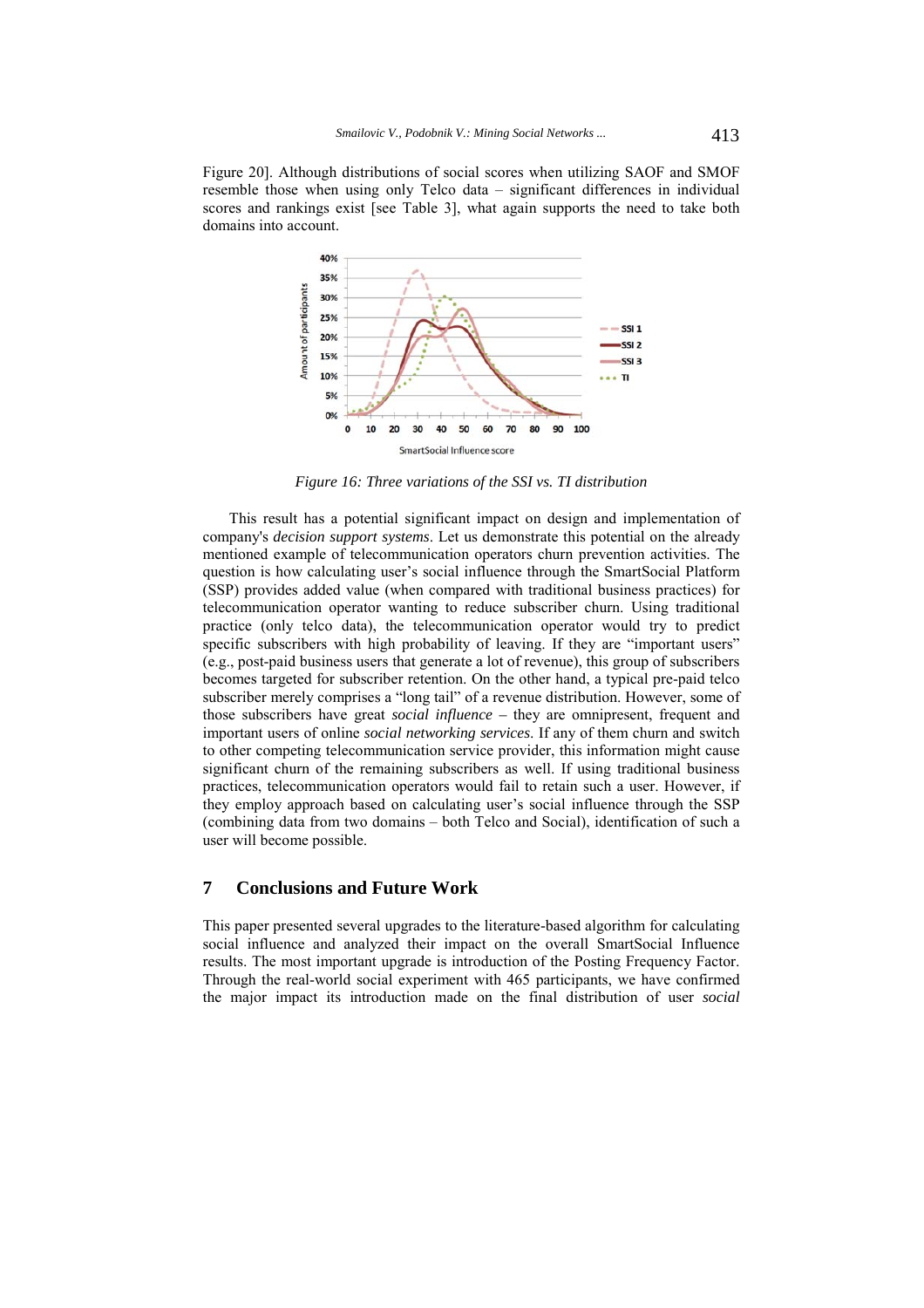Figure 20]. Although distributions of social scores when utilizing SAOF and SMOF resemble those when using only Telco data – significant differences in individual scores and rankings exist [see Table 3], what again supports the need to take both domains into account.

*Figure 16: Three variations of the SSI vs. TI distribution*

This result has a potential significant impact on design and implementation of company's *decision support systems*. Let us demonstrate this potential on the already mentioned example of telecommunication operators churn prevention activities. The question is how calculating user's social influence through the SmartSocial Platform (SSP) provides added value (when compared with traditional business practices) for telecommunication operator wanting to reduce subscriber churn. Using traditional practice (only telco data), the telecommunication operator would try to predict specific subscribers with high probability of leaving. If they are "important users" (e.g., post-paid business users that generate a lot of revenue), this group of subscribers becomes targeted for subscriber retention. On the other hand, a typical pre-paid telco subscriber merely comprises a "long tail" of a revenue distribution. However, some of those subscribers have great *social influence* – they are omnipresent, frequent and important users of online *social networking services*. If any of them churn and switch to other competing telecommunication service provider, this information might cause significant churn of the remaining subscribers as well. If using traditional business practices, telecommunication operators would fail to retain such a user. However, if they employ approach based on calculating user's social influence through the SSP (combining data from two domains – both Telco and Social), identification of such a user will become possible.

## 7 Conclusions and Future Work

This paper presented several upgrades to the literature-based algorithm for calculating social influence and analyzed their impact on the overall SmartSocial Influence results. The most important upgrade is introduction of the Posting Frequency Factor. Through the real-world social experiment with 465 participants, we have confirmed the major impact its introduction made on the final distribution of user *social*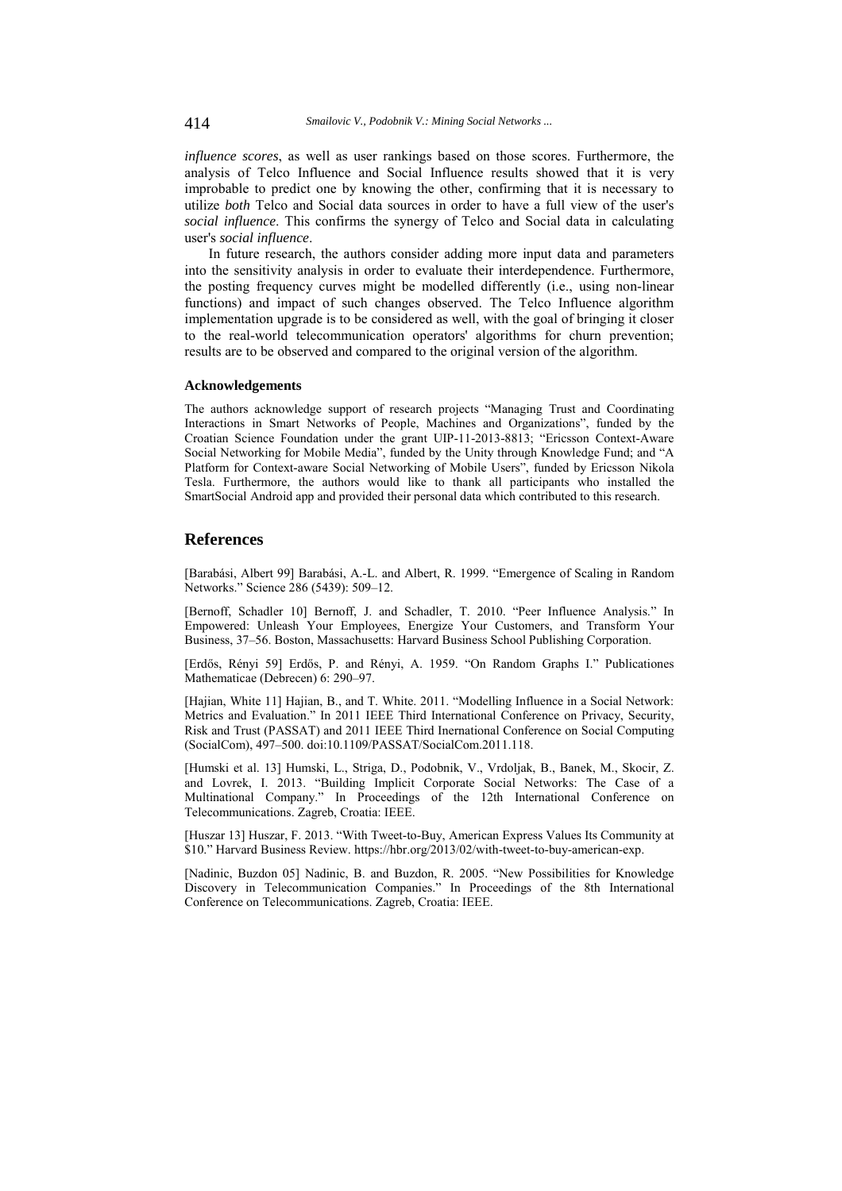*influence scores*, as well as user rankings based on those scores. Furthermore, the analysis of Telco Influence and Social Influence results showed that it is very improbable to predict one by knowing the other, confirming that it is necessary to utilize *both* Telco and Social data sources in order to have a full view of the user's *social influence*. This confirms the synergy of Telco and Social data in calculating user's *social influence*.

In future research, the authors consider adding more input data and parameters into the sensitivity analysis in order to evaluate their interdependence. Furthermore, the posting frequency curves might be modelled differently (i.e., using non-linear functions) and impact of such changes observed. The Telco Influence algorithm implementation upgrade is to be considered as well, with the goal of bringing it closer to the real-world telecommunication operators' algorithms for churn prevention; results are to be observed and compared to the original version of the algorithm.

### Acknowledgements

The authors acknowledge support of research projects "Managing Trust and Coordinating Interactions in Smart Networks of People, Machines and Organizations", funded by the Croatian Science Foundation under the grant UIP-11-2013-8813; "Ericsson Context-Aware Social Networking for Mobile Media", funded by the Unity through Knowledge Fund; and "A Platform for Context-aware Social Networking of Mobile Users", funded by Ericsson Nikola Tesla. Furthermore, the authors would like to thank all participants who installed the SmartSocial Android app and provided their personal data which contributed to this research.

## References

[Barabási, Albert 99] Barabási, A.-L. and Albert, R. 1999. "Emergence of Scaling in Random Networks." Science 286 (5439): 509–12.

[Bernoff, Schadler 10] Bernoff, J. and Schadler, T. 2010. "Peer Influence Analysis." In Empowered: Unleash Your Employees, Energize Your Customers, and Transform Your Business, 37–56. Boston, Massachusetts: Harvard Business School Publishing Corporation.

[Erdős, Rényi 59] Erdős, P. and Rényi, A. 1959. "On Random Graphs I." Publicationes Mathematicae (Debrecen) 6: 290–97.

[Hajian, White 11] Hajian, B., and T. White. 2011. "Modelling Influence in a Social Network: Metrics and Evaluation." In 2011 IEEE Third International Conference on Privacy, Security, Risk and Trust (PASSAT) and 2011 IEEE Third Inernational Conference on Social Computing (SocialCom), 497–500. doi:10.1109/PASSAT/SocialCom.2011.118.

[Humski et al. 13] Humski, L., Striga, D., Podobnik, V., Vrdoljak, B., Banek, M., Skocir, Z. and Lovrek, I. 2013. "Building Implicit Corporate Social Networks: The Case of a Multinational Company." In Proceedings of the 12th International Conference on Telecommunications. Zagreb, Croatia: IEEE.

[Huszar 13] Huszar, F. 2013. "With Tweet-to-Buy, American Express Values Its Community at $10." Harvard Business Review. https://hbr.org/2013/02/with-tweet-to-buy-american-exp.

[Nadinic, Buzdon 05] Nadinic, B. and Buzdon, R. 2005. "New Possibilities for Knowledge Discovery in Telecommunication Companies." In Proceedings of the 8th International Conference on Telecommunications. Zagreb, Croatia: IEEE.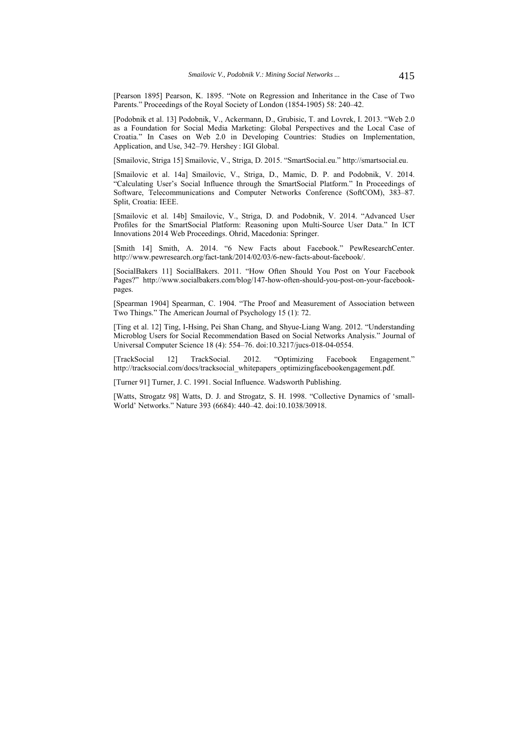[Pearson 1895] Pearson, K. 1895. "Note on Regression and Inheritance in the Case of Two Parents." Proceedings of the Royal Society of London (1854-1905) 58: 240–42.

[Podobnik et al. 13] Podobnik, V., Ackermann, D., Grubisic, T. and Lovrek, I. 2013. "Web 2.0 as a Foundation for Social Media Marketing: Global Perspectives and the Local Case of Croatia." In Cases on Web 2.0 in Developing Countries: Studies on Implementation, Application, and Use, 342–79. Hershey : IGI Global.

[Smailovic, Striga 15] Smailovic, V., Striga, D. 2015. "SmartSocial.eu." http://smartsocial.eu.

[Smailovic et al. 14a] Smailovic, V., Striga, D., Mamic, D. P. and Podobnik, V. 2014. "Calculating User's Social Influence through the SmartSocial Platform." In Proceedings of Software, Telecommunications and Computer Networks Conference (SoftCOM), 383–87. Split, Croatia: IEEE.

[Smailovic et al. 14b] Smailovic, V., Striga, D. and Podobnik, V. 2014. "Advanced User Profiles for the SmartSocial Platform: Reasoning upon Multi-Source User Data." In ICT Innovations 2014 Web Proceedings. Ohrid, Macedonia: Springer.

[Smith 14] Smith, A. 2014. "6 New Facts about Facebook." PewResearchCenter. http://www.pewresearch.org/fact-tank/2014/02/03/6-new-facts-about-facebook/.

[SocialBakers 11] SocialBakers. 2011. "How Often Should You Post on Your Facebook Pages?" http://www.socialbakers.com/blog/147-how-often-should-you-post-on-your-facebook-pages.

[Spearman 1904] Spearman, C. 1904. "The Proof and Measurement of Association between Two Things." The American Journal of Psychology 15 (1): 72.

[Ting et al. 12] Ting, I-Hsing, Pei Shan Chang, and Shyue-Liang Wang. 2012. "Understanding Microblog Users for Social Recommendation Based on Social Networks Analysis." Journal of Universal Computer Science 18 (4): 554–76. doi:10.3217/jucs-018-04-0554.

[TrackSocial 12] TrackSocial. 2012. "Optimizing Facebook Engagement." http://tracksocial.com/docs/tracksocial_whitepapers_optimizingfacebookengagement.pdf.

[Turner 91] Turner, J. C. 1991. Social Influence. Wadsworth Publishing.

[Watts, Strogatz 98] Watts, D. J. and Strogatz, S. H. 1998. "Collective Dynamics of 'small-World' Networks." Nature 393 (6684): 440–42. doi:10.1038/30918.